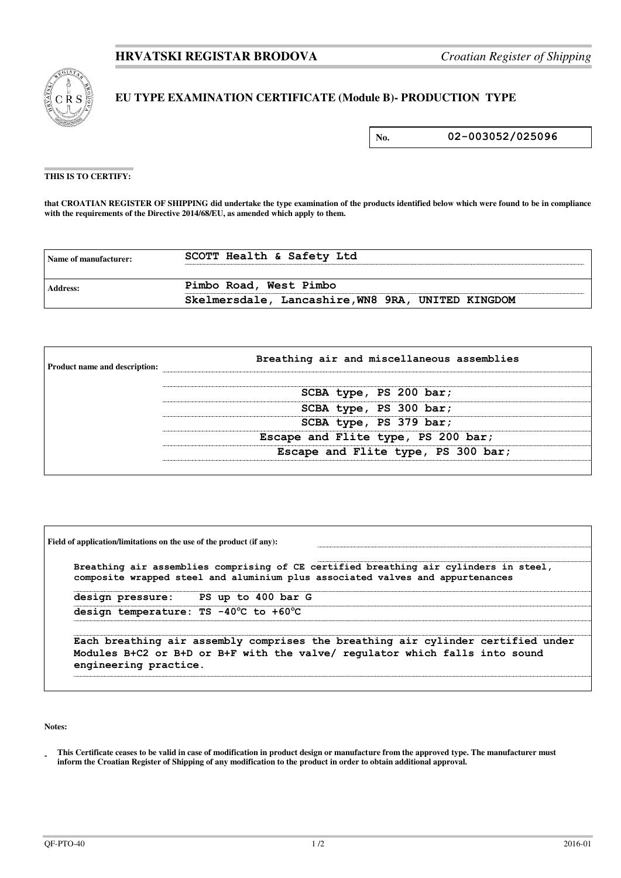**HRVATSKI REGISTAR BRODOVA** *Croatian Register of Shipping*

# EU TYPE EXAMINATION CERTIFICATE (Module B)- PRODUCTION TYPE

| No. | 02-003052/025096 |
|---|---|

**THIS IS TO CERTIFY:**

**that CROATIAN REGISTER OF SHIPPING did undertake the type examination of the products identified below which were found to be in compliance with the requirements of the Directive 2014/68/EU, as amended which apply to them.**

| | |
|---|---|
| **Name of manufacturer:** | SCOTT Health & Safety Ltd |
| **Address:** | Pimbo Road, West Pimbo<br>Skelmersdale, Lancashire,WN8 9RA, UNITED KINGDOM |

| | |
|---|---|
| **Product name and description:** | Breathing air and miscellaneous assemblies<br><br>SCBA type, PS 200 bar;<br>SCBA type, PS 300 bar;<br>SCBA type, PS 379 bar;<br>Escape and Flite type, PS 200 bar;<br>Escape and Flite type, PS 300 bar; |

**Field of application/limitations on the use of the product (if any):**

Breathing air assemblies comprising of CE certified breathing air cylinders in steel, composite wrapped steel and aluminium plus associated valves and appurtenances

design pressure: PS up to 400 bar G

design temperature: TS -40°C to +60°C

Each breathing air assembly comprises the breathing air cylinder certified under Modules B+C2 or B+D or B+F with the valve/ regulator which falls into sound engineering practice.

**Notes:**

- **This Certificate ceases to be valid in case of modification in product design or manufacture from the approved type. The manufacturer must inform the Croatian Register of Shipping of any modification to the product in order to obtain additional approval.**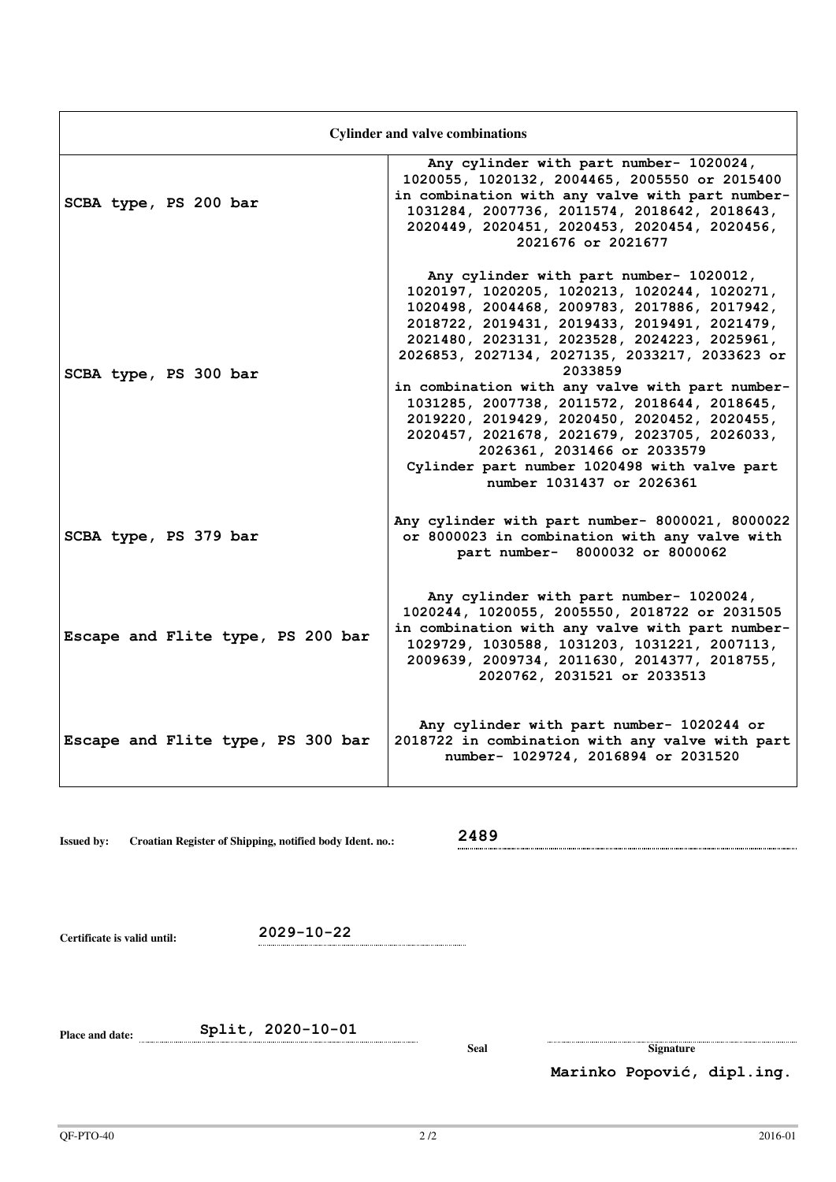| Cylinder and valve combinations | |
|---|---|
| SCBA type, PS 200 bar | Any cylinder with part number- 1020024, 1020055, 1020132, 2004465, 2005550 or 2015400 in combination with any valve with part number- 1031284, 2007736, 2011574, 2018642, 2018643, 2020449, 2020451, 2020453, 2020454, 2020456, 2021676 or 2021677 |
| SCBA type, PS 300 bar | Any cylinder with part number- 1020012, 1020197, 1020205, 1020213, 1020244, 1020271, 1020498, 2004468, 2009783, 2017886, 2017942, 2018722, 2019431, 2019433, 2019491, 2021479, 2021480, 2023131, 2023528, 2024223, 2025961, 2026853, 2027134, 2027135, 2033217, 2033623 or 2033859 in combination with any valve with part number- 1031285, 2007738, 2011572, 2018644, 2018645, 2019220, 2019429, 2020450, 2020452, 2020455, 2020457, 2021678, 2021679, 2023705, 2026033, 2026361, 2031466 or 2033579 Cylinder part number 1020498 with valve part number 1031437 or 2026361 |
| SCBA type, PS 379 bar | Any cylinder with part number- 8000021, 8000022 or 8000023 in combination with any valve with part number- 8000032 or 8000062 |
| Escape and Flite type, PS 200 bar | Any cylinder with part number- 1020024, 1020244, 1020055, 2005550, 2018722 or 2031505 in combination with any valve with part number- 1029729, 1030588, 1031203, 1031221, 2007113, 2009639, 2009734, 2011630, 2014377, 2018755, 2020762, 2031521 or 2033513 |
| Escape and Flite type, PS 300 bar | Any cylinder with part number- 1020244 or 2018722 in combination with any valve with part number- 1029724, 2016894 or 2031520 |

**Issued by:** **Croatian Register of Shipping, notified body Ident. no.:** 2489

**Certificate is valid until:** 2029-10-22

**Place and date:** Split, 2020-10-01

**Seal**

**Signature**

Marinko Popović, dipl.ing.

QF-PTO-40 2016-01